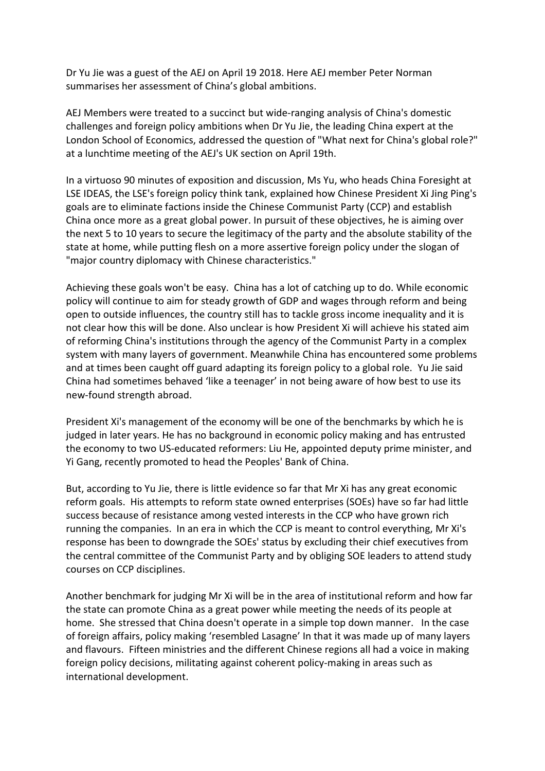Dr Yu Jie was a guest of the AEJ on April 19 2018. Here AEJ member Peter Norman summarises her assessment of China's global ambitions.

AEJ Members were treated to a succinct but wide-ranging analysis of China's domestic challenges and foreign policy ambitions when Dr Yu Jie, the leading China expert at the London School of Economics, addressed the question of "What next for China's global role?" at a lunchtime meeting of the AEJ's UK section on April 19th.

In a virtuoso 90 minutes of exposition and discussion, Ms Yu, who heads China Foresight at LSE IDEAS, the LSE's foreign policy think tank, explained how Chinese President Xi Jing Ping's goals are to eliminate factions inside the Chinese Communist Party (CCP) and establish China once more as a great global power. In pursuit of these objectives, he is aiming over the next 5 to 10 years to secure the legitimacy of the party and the absolute stability of the state at home, while putting flesh on a more assertive foreign policy under the slogan of "major country diplomacy with Chinese characteristics."

Achieving these goals won't be easy. China has a lot of catching up to do. While economic policy will continue to aim for steady growth of GDP and wages through reform and being open to outside influences, the country still has to tackle gross income inequality and it is not clear how this will be done. Also unclear is how President Xi will achieve his stated aim of reforming China's institutions through the agency of the Communist Party in a complex system with many layers of government. Meanwhile China has encountered some problems and at times been caught off guard adapting its foreign policy to a global role. Yu Jie said China had sometimes behaved 'like a teenager' in not being aware of how best to use its new-found strength abroad.

President Xi's management of the economy will be one of the benchmarks by which he is judged in later years. He has no background in economic policy making and has entrusted the economy to two US-educated reformers: Liu He, appointed deputy prime minister, and Yi Gang, recently promoted to head the Peoples' Bank of China.

But, according to Yu Jie, there is little evidence so far that Mr Xi has any great economic reform goals. His attempts to reform state owned enterprises (SOEs) have so far had little success because of resistance among vested interests in the CCP who have grown rich running the companies. In an era in which the CCP is meant to control everything, Mr Xi's response has been to downgrade the SOEs' status by excluding their chief executives from the central committee of the Communist Party and by obliging SOE leaders to attend study courses on CCP disciplines.

Another benchmark for judging Mr Xi will be in the area of institutional reform and how far the state can promote China as a great power while meeting the needs of its people at home. She stressed that China doesn't operate in a simple top down manner. In the case of foreign affairs, policy making 'resembled Lasagne' In that it was made up of many layers and flavours. Fifteen ministries and the different Chinese regions all had a voice in making foreign policy decisions, militating against coherent policy-making in areas such as international development.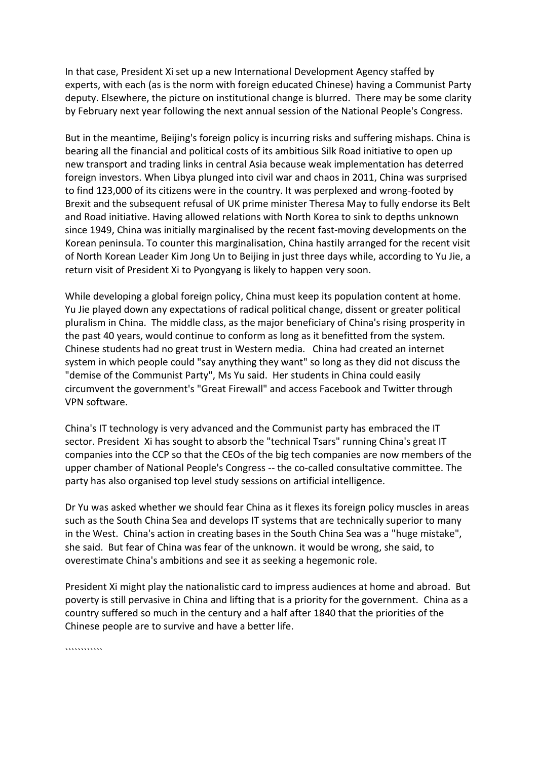In that case, President Xi set up a new International Development Agency staffed by experts, with each (as is the norm with foreign educated Chinese) having a Communist Party deputy. Elsewhere, the picture on institutional change is blurred. There may be some clarity by February next year following the next annual session of the National People's Congress.

But in the meantime, Beijing's foreign policy is incurring risks and suffering mishaps. China is bearing all the financial and political costs of its ambitious Silk Road initiative to open up new transport and trading links in central Asia because weak implementation has deterred foreign investors. When Libya plunged into civil war and chaos in 2011, China was surprised to find 123,000 of its citizens were in the country. It was perplexed and wrong-footed by Brexit and the subsequent refusal of UK prime minister Theresa May to fully endorse its Belt and Road initiative. Having allowed relations with North Korea to sink to depths unknown since 1949, China was initially marginalised by the recent fast-moving developments on the Korean peninsula. To counter this marginalisation, China hastily arranged for the recent visit of North Korean Leader Kim Jong Un to Beijing in just three days while, according to Yu Jie, a return visit of President Xi to Pyongyang is likely to happen very soon.

While developing a global foreign policy, China must keep its population content at home. Yu Jie played down any expectations of radical political change, dissent or greater political pluralism in China. The middle class, as the major beneficiary of China's rising prosperity in the past 40 years, would continue to conform as long as it benefitted from the system. Chinese students had no great trust in Western media. China had created an internet system in which people could "say anything they want" so long as they did not discuss the "demise of the Communist Party", Ms Yu said. Her students in China could easily circumvent the government's "Great Firewall" and access Facebook and Twitter through VPN software.

China's IT technology is very advanced and the Communist party has embraced the IT sector. President Xi has sought to absorb the "technical Tsars" running China's great IT companies into the CCP so that the CEOs of the big tech companies are now members of the upper chamber of National People's Congress -- the co-called consultative committee. The party has also organised top level study sessions on artificial intelligence.

Dr Yu was asked whether we should fear China as it flexes its foreign policy muscles in areas such as the South China Sea and develops IT systems that are technically superior to many in the West. China's action in creating bases in the South China Sea was a "huge mistake", she said. But fear of China was fear of the unknown. it would be wrong, she said, to overestimate China's ambitions and see it as seeking a hegemonic role.

President Xi might play the nationalistic card to impress audiences at home and abroad. But poverty is still pervasive in China and lifting that is a priority for the government. China as a country suffered so much in the century and a half after 1840 that the priorities of the Chinese people are to survive and have a better life.

````````````